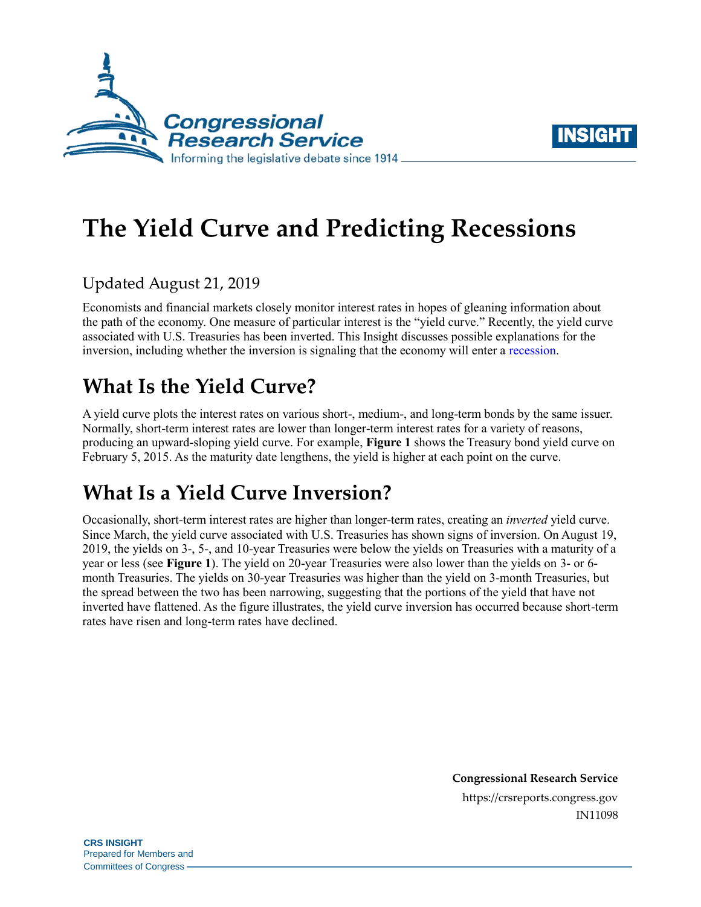# The Yield Curve and Predicting Recessions

Updated August 21, 2019

Economists and financial markets closely monitor interest rates in hopes of gleaning information about the path of the economy. One measure of particular interest is the "yield curve." Recently, the yield curve associated with U.S. Treasuries has been inverted. This Insight discusses possible explanations for the inversion, including whether the inversion is signaling that the economy will enter a recession.

## What Is the Yield Curve?

A yield curve plots the interest rates on various short-, medium-, and long-term bonds by the same issuer. Normally, short-term interest rates are lower than longer-term interest rates for a variety of reasons, producing an upward-sloping yield curve. For example, **Figure 1** shows the Treasury bond yield curve on February 5, 2015. As the maturity date lengthens, the yield is higher at each point on the curve.

## What Is a Yield Curve Inversion?

Occasionally, short-term interest rates are higher than longer-term rates, creating an *inverted* yield curve. Since March, the yield curve associated with U.S. Treasuries has shown signs of inversion. On August 19, 2019, the yields on 3-, 5-, and 10-year Treasuries were below the yields on Treasuries with a maturity of a year or less (see **Figure 1**). The yield on 20-year Treasuries were also lower than the yields on 3- or 6-month Treasuries. The yields on 30-year Treasuries was higher than the yield on 3-month Treasuries, but the spread between the two has been narrowing, suggesting that the portions of the yield that have not inverted have flattened. As the figure illustrates, the yield curve inversion has occurred because short-term rates have risen and long-term rates have declined.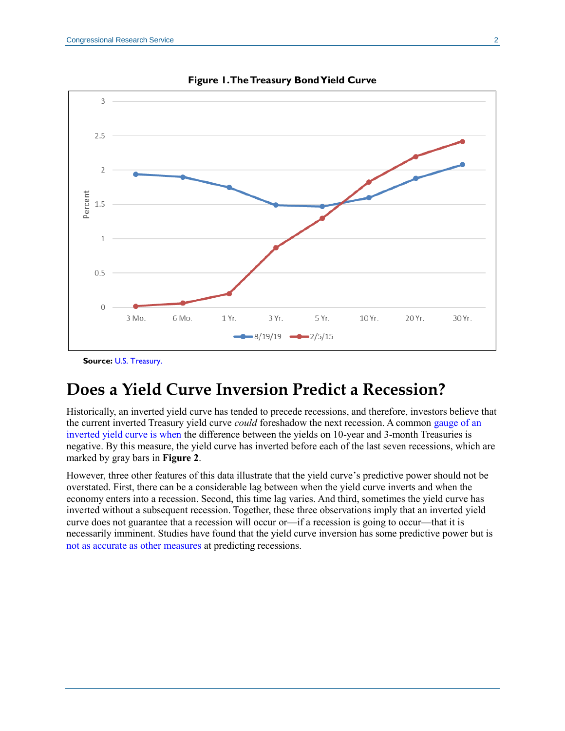**Figure 1. The Treasury Bond Yield Curve**

3
2.5
2
1.5
1
0.5
0

Percent

3 Mo. 6 Mo. 1 Yr. 3 Yr. 5 Yr. 10 Yr. 20 Yr. 30 Yr.

8/19/19 2/5/15

**Source:** U.S. Treasury.

# Does a Yield Curve Inversion Predict a Recession?

Historically, an inverted yield curve has tended to precede recessions, and therefore, investors believe that the current inverted Treasury yield curve *could* foreshadow the next recession. A common gauge of an inverted yield curve is when the difference between the yields on 10-year and 3-month Treasuries is negative. By this measure, the yield curve has inverted before each of the last seven recessions, which are marked by gray bars in **Figure 2**.

However, three other features of this data illustrate that the yield curve's predictive power should not be overstated. First, there can be a considerable lag between when the yield curve inverts and when the economy enters into a recession. Second, this time lag varies. And third, sometimes the yield curve has inverted without a subsequent recession. Together, these three observations imply that an inverted yield curve does not guarantee that a recession will occur or—if a recession is going to occur—that it is necessarily imminent. Studies have found that the yield curve inversion has some predictive power but is not as accurate as other measures at predicting recessions.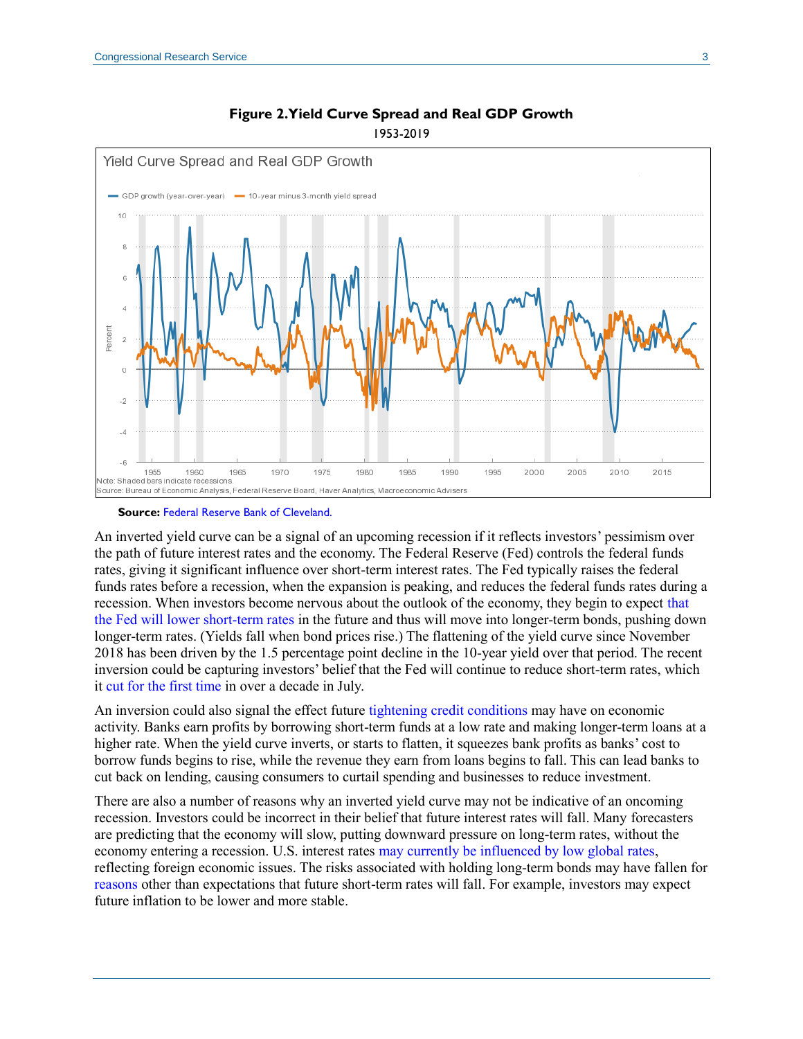**Figure 2. Yield Curve Spread and Real GDP Growth**

1953-2019

Yield Curve Spread and Real GDP Growth

GDP growth (year-over-year)
10-year minus 3-month yield spread

Percent

10
8
6
4
2
0
-2
-4
-6

1955 1960 1965 1970 1975 1980 1985 1990 1995 2000 2005 2010 2015

Note: Shaded bars indicate recessions.

Source: Bureau of Economic Analysis, Federal Reserve Board, Haver Analytics, Macroeconomic Advisers

**Source:** Federal Reserve Bank of Cleveland.

An inverted yield curve can be a signal of an upcoming recession if it reflects investors' pessimism over the path of future interest rates and the economy. The Federal Reserve (Fed) controls the federal funds rates, giving it significant influence over short-term interest rates. The Fed typically raises the federal funds rates before a recession, when the expansion is peaking, and reduces the federal funds rates during a recession. When investors become nervous about the outlook of the economy, they begin to expect that the Fed will lower short-term rates in the future and thus will move into longer-term bonds, pushing down longer-term rates. (Yields fall when bond prices rise.) The flattening of the yield curve since November 2018 has been driven by the 1.5 percentage point decline in the 10-year yield over that period. The recent inversion could be capturing investors' belief that the Fed will continue to reduce short-term rates, which it cut for the first time in over a decade in July.

An inversion could also signal the effect future tightening credit conditions may have on economic activity. Banks earn profits by borrowing short-term funds at a low rate and making longer-term loans at a higher rate. When the yield curve inverts, or starts to flatten, it squeezes bank profits as banks' cost to borrow funds begins to rise, while the revenue they earn from loans begins to fall. This can lead banks to cut back on lending, causing consumers to curtail spending and businesses to reduce investment.

There are also a number of reasons why an inverted yield curve may not be indicative of an oncoming recession. Investors could be incorrect in their belief that future interest rates will fall. Many forecasters are predicting that the economy will slow, putting downward pressure on long-term rates, without the economy entering a recession. U.S. interest rates may currently be influenced by low global rates, reflecting foreign economic issues. The risks associated with holding long-term bonds may have fallen for reasons other than expectations that future short-term rates will fall. For example, investors may expect future inflation to be lower and more stable.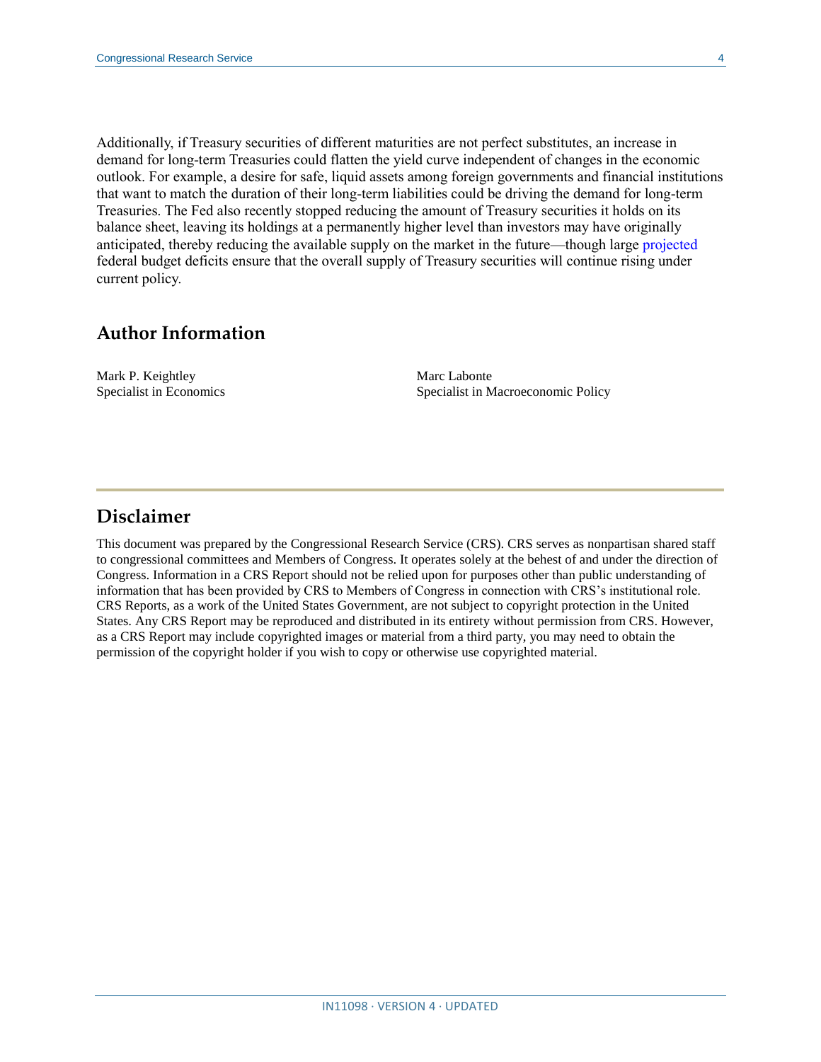Additionally, if Treasury securities of different maturities are not perfect substitutes, an increase in demand for long-term Treasuries could flatten the yield curve independent of changes in the economic outlook. For example, a desire for safe, liquid assets among foreign governments and financial institutions that want to match the duration of their long-term liabilities could be driving the demand for long-term Treasuries. The Fed also recently stopped reducing the amount of Treasury securities it holds on its balance sheet, leaving its holdings at a permanently higher level than investors may have originally anticipated, thereby reducing the available supply on the market in the future—though large projected federal budget deficits ensure that the overall supply of Treasury securities will continue rising under current policy.

## Author Information

Mark P. Keightley
Specialist in Economics

Marc Labonte
Specialist in Macroeconomic Policy

## Disclaimer

This document was prepared by the Congressional Research Service (CRS). CRS serves as nonpartisan shared staff to congressional committees and Members of Congress. It operates solely at the behest of and under the direction of Congress. Information in a CRS Report should not be relied upon for purposes other than public understanding of information that has been provided by CRS to Members of Congress in connection with CRS's institutional role. CRS Reports, as a work of the United States Government, are not subject to copyright protection in the United States. Any CRS Report may be reproduced and distributed in its entirety without permission from CRS. However, as a CRS Report may include copyrighted images or material from a third party, you may need to obtain the permission of the copyright holder if you wish to copy or otherwise use copyrighted material.

IN11098 · VERSION 4 · UPDATED